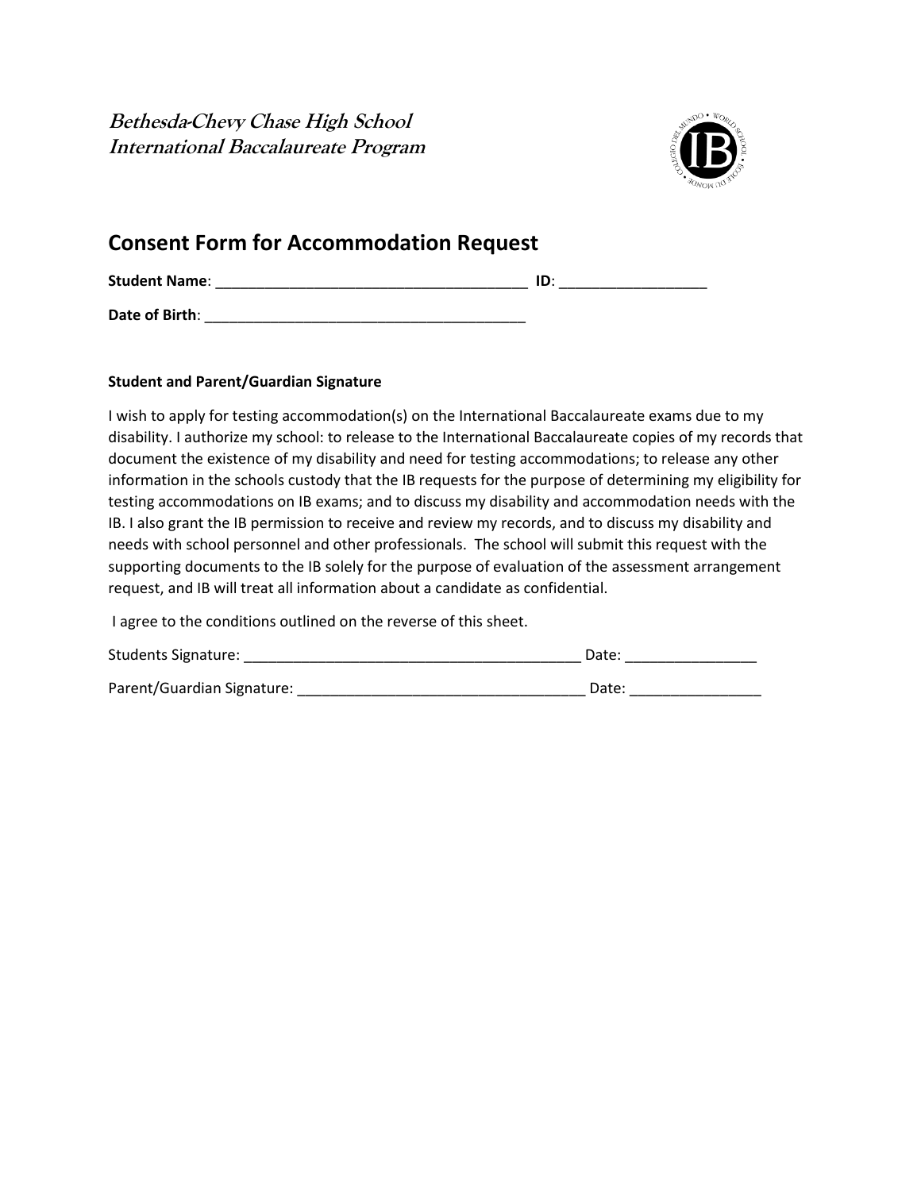***Bethesda-Chevy Chase High School***
***International Baccalaureate Program***

## Consent Form for Accommodation Request

**Student Name**: ______________________________________ **ID**: __________________

**Date of Birth**: _______________________________________

**Student and Parent/Guardian Signature**

I wish to apply for testing accommodation(s) on the International Baccalaureate exams due to my disability. I authorize my school: to release to the International Baccalaureate copies of my records that document the existence of my disability and need for testing accommodations; to release any other information in the schools custody that the IB requests for the purpose of determining my eligibility for testing accommodations on IB exams; and to discuss my disability and accommodation needs with the IB. I also grant the IB permission to receive and review my records, and to discuss my disability and needs with school personnel and other professionals. The school will submit this request with the supporting documents to the IB solely for the purpose of evaluation of the assessment arrangement request, and IB will treat all information about a candidate as confidential.

I agree to the conditions outlined on the reverse of this sheet.

Students Signature: _________________________________________ Date: ________________

Parent/Guardian Signature: ___________________________________ Date: ________________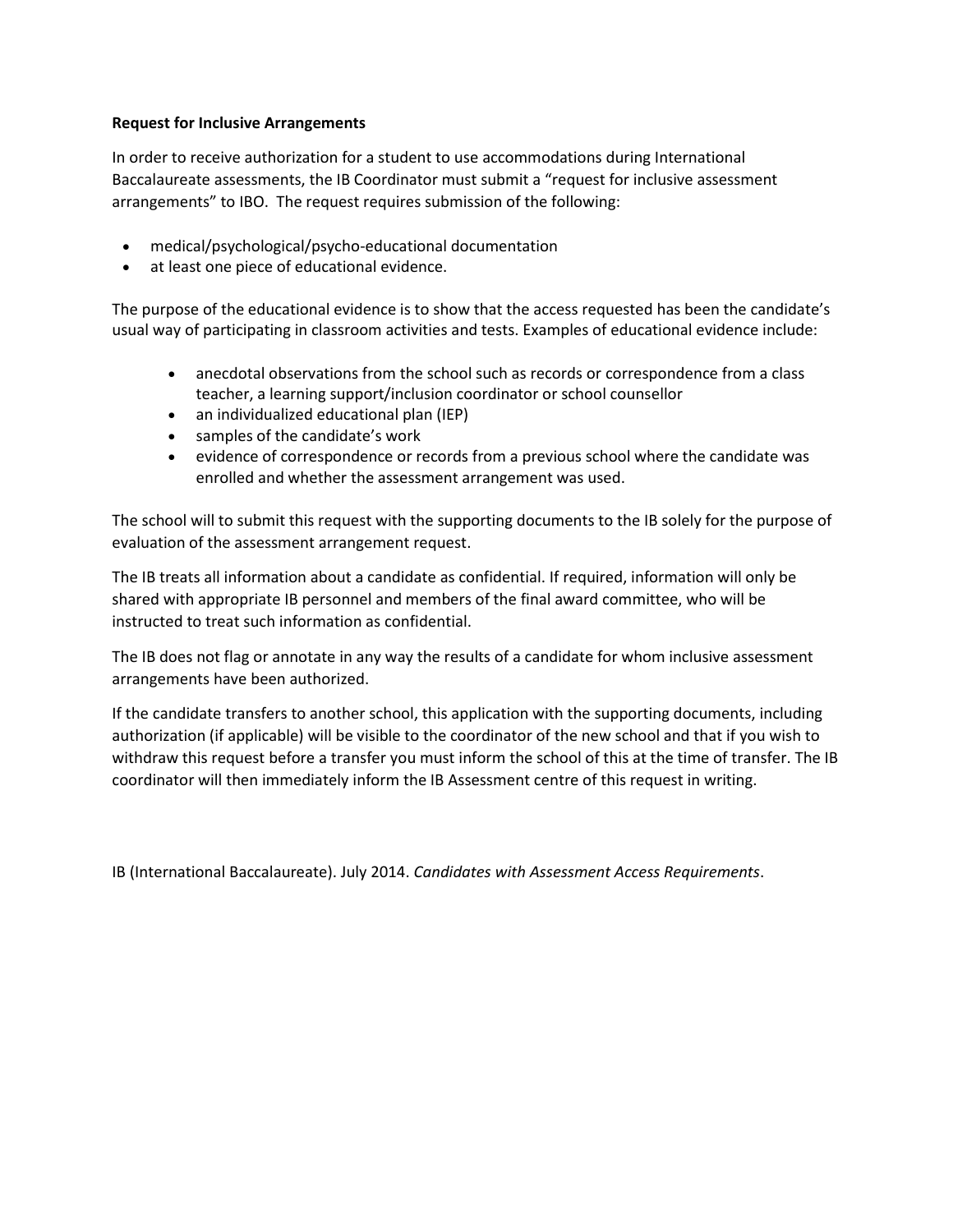**Request for Inclusive Arrangements**

In order to receive authorization for a student to use accommodations during International Baccalaureate assessments, the IB Coordinator must submit a "request for inclusive assessment arrangements" to IBO. The request requires submission of the following:

- medical/psychological/psycho-educational documentation
- at least one piece of educational evidence.

The purpose of the educational evidence is to show that the access requested has been the candidate's usual way of participating in classroom activities and tests. Examples of educational evidence include:

- anecdotal observations from the school such as records or correspondence from a class teacher, a learning support/inclusion coordinator or school counsellor
- an individualized educational plan (IEP)
- samples of the candidate's work
- evidence of correspondence or records from a previous school where the candidate was enrolled and whether the assessment arrangement was used.

The school will to submit this request with the supporting documents to the IB solely for the purpose of evaluation of the assessment arrangement request.

The IB treats all information about a candidate as confidential. If required, information will only be shared with appropriate IB personnel and members of the final award committee, who will be instructed to treat such information as confidential.

The IB does not flag or annotate in any way the results of a candidate for whom inclusive assessment arrangements have been authorized.

If the candidate transfers to another school, this application with the supporting documents, including authorization (if applicable) will be visible to the coordinator of the new school and that if you wish to withdraw this request before a transfer you must inform the school of this at the time of transfer. The IB coordinator will then immediately inform the IB Assessment centre of this request in writing.

IB (International Baccalaureate). July 2014. *Candidates with Assessment Access Requirements*.